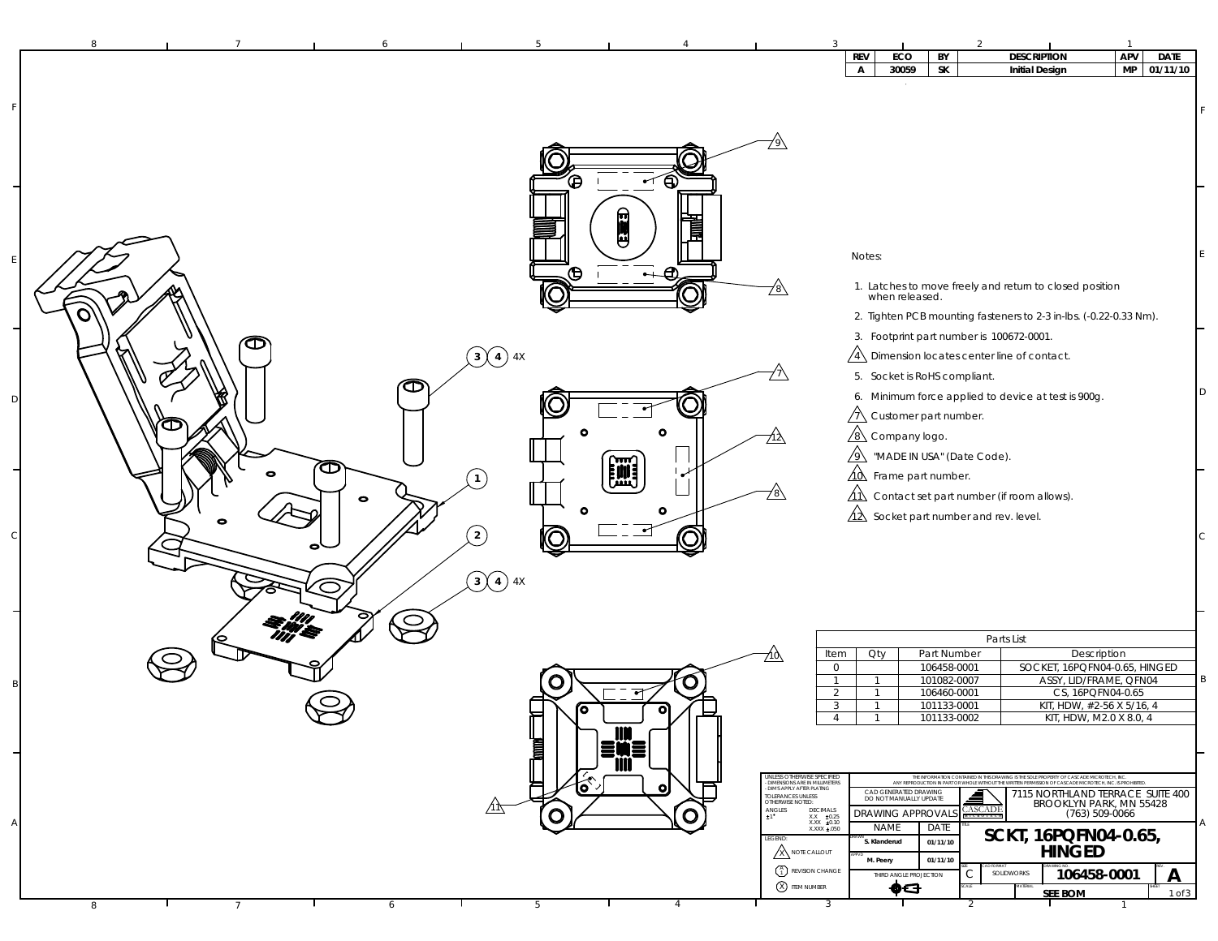| REV | ECO | BY | DESCRIPTION | APV | DATE |
|---|---|---|---|---|---|
| A | 30059 | SK | Initial Design | MP | 01/11/10 |

Notes:

1. Latches to move freely and return to closed position when released.
2. Tighten PCB mounting fasteners to 2-3 in-lbs. (-0.22-0.33 Nm).
3. Footprint part number is 100672-0001.
4. Dimension locates center line of contact.
5. Socket is RoHS compliant.
6. Minimum force applied to device at test is 900g.
7. Customer part number.
8. Company logo.
9. "MADE IN USA" (Date Code).
10. Frame part number.
11. Contact set part number (if room allows).
12. Socket part number and rev. level.

3 4 4X

1

2

3 4 4X

Parts List

| Item | Qty | Part Number | Description |
|---|---|---|---|
| 0 | | 106458-0001 | SOCKET, 16PQFN04-0.65, HINGED |
| 1 | 1 | 101082-0007 | ASSY, LID/FRAME, QFN04 |
| 2 | 1 | 106460-0001 | CS, 16PQFN04-0.65 |
| 3 | 1 | 101133-0001 | KIT, HDW, #2-56 X 5/16, 4 |
| 4 | 1 | 101133-0002 | KIT, HDW, M2.0 X 8.0, 4 |

UNLESS OTHERWISE SPECIFIED
- DIMENSIONS ARE IN MILLIMETERS
- DIM'S APPLY AFTER PLATING

TOLERANCES UNLESS OTHERWISE NOTED:
ANGLES ±1°
DECIMALS X.X ±0.25, X.XX ±0.10, X.XXX ±.050

LEGEND:
X NOTE CALLOUT
A/1 REVISION CHANGE
X ITEM NUMBER

THE INFORMATION CONTAINED IN THIS DRAWING IS THE SOLE PROPERTY OF CASCADE MICROTECH, INC. ANY REPRODUCTION IN PART OR WHOLE WITHOUT THE WRITTEN PERMISSION OF CASCADE MICROTECH, INC. IS PROHIBITED.

CAD GENERATED DRAWING
DO NOT MANUALLY UPDATE

DRAWING APPROVALS

| NAME | DATE |
|---|---|
| DRAWN S. Klanderud | 01/11/10 |
| APPVD M. Peery | 01/11/10 |

THIRD ANGLE PROJECTION

CASCADE MICROTECH
7115 NORTHLAND TERRACE SUITE 400
BROOKLYN PARK, MN 55428
(763) 509-0066

TITLE: SCKT, 16PQFN04-0.65, HINGED

SIZE: C | CAD FORMAT: SOLIDWORKS | DRAWING NO: 106458-0001 | REV: A

MATERIAL: SEE BOM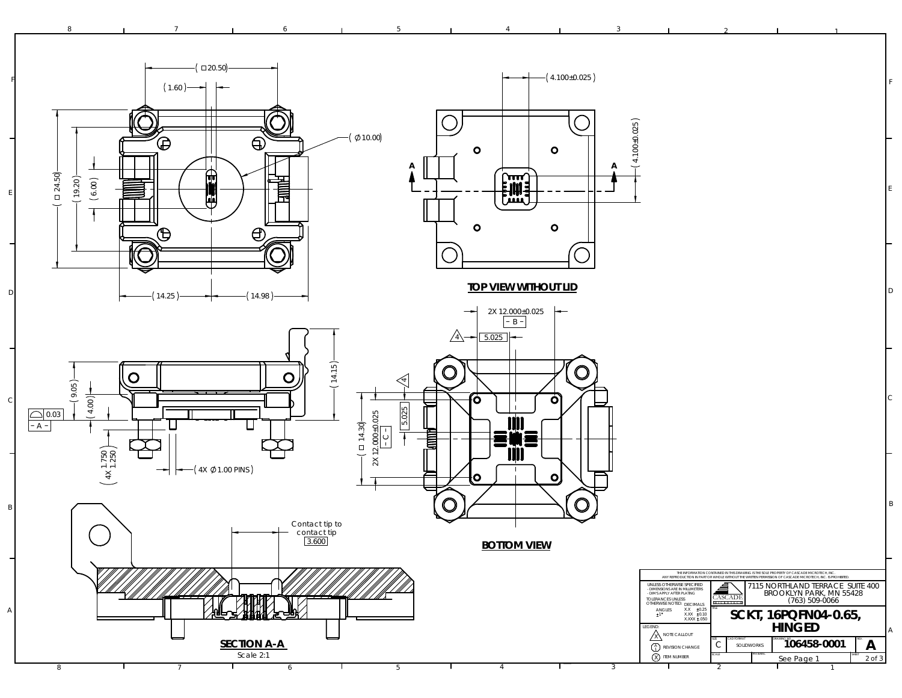( □20.50 )

( 1.60 )

( Ø10.00 )

( □ 24.50 )

( 19.20 )

( 6.00 )

( 14.25 )

( 14.98 )

( 4.100±0.025 )

4.100±0.025

A

A

**TOP VIEW WITHOUT LID**

2X 12.000±0.025

– B –

4

5.025

4

5.025

( □ 14.30 )

2X 12.000±0.025

– C –

**BOTTOM VIEW**

( 14.15 )

( 9.05 )

( 4.00 )

0.03

– A –

( 4X 1.750 1.250 )

( 4X Ø1.00 PINS )

Contact tip to contact tip

3.600

**SECTION A-A**

Scale 2:1

THE INFORMATION CONTAINED IN THIS DRAWING IS THE SOLE PROPERTY OF CASCADE MICROTECH, INC. ANY REPRODUCTION IN PART OR WHOLE WITHOUT THE WRITTEN PERMISSION OF CASCADE MICROTECH, INC. IS PROHIBITED.

UNLESS OTHERWISE SPECIFIED
- DIMENSIONS ARE IN MILLIMETERS
- DIM'S APPLY AFTER PLATING

TOLERANCES UNLESS OTHERWISE NOTED:

| | |
|---|---|
| ANGLES ±1° | DECIMALS |
| | X.X ±0.25 |
| | X.XX ±0.10 |
| | X.XXX ±.050 |

LEGEND:
- X NOTE CALLOUT
- X REVISION CHANGE
- X ITEM NUMBER

CASCADE MICROTECH

7115 NORTHLAND TERRACE SUITE 400
BROOKLYN PARK, MN 55428
(763) 509-0066

**SCKT, 16PQFN04-0.65, HINGED**

| SIZE | CAD FORMAT | DRAWING NO. | REV. |
|---|---|---|---|
| C | SOLIDWORKS | 106458-0001 | A |

SCALE: See Page 1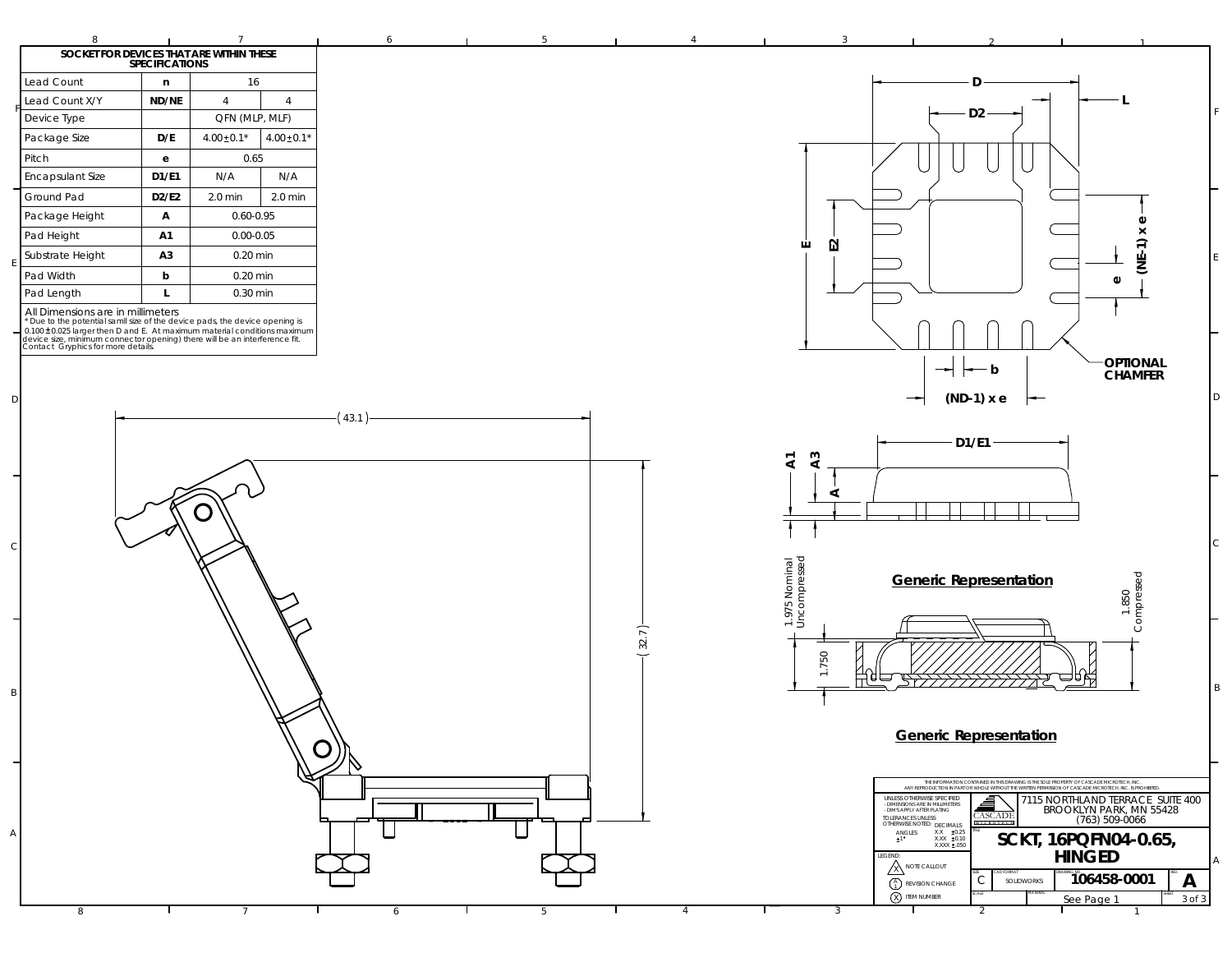## SOCKET FOR DEVICES THAT ARE WITHIN THESE SPECIFICATIONS

| | | | |
|---|---|---|---|
| Lead Count | n | 16 | |
| Lead Count X/Y | ND/NE | 4 | 4 |
| Device Type | | QFN (MLP, MLF) | |
| Package Size | D/E | 4.00±0.1* | 4.00±0.1* |
| Pitch | e | 0.65 | |
| Encapsulant Size | D1/E1 | N/A | N/A |
| Ground Pad | D2/E2 | 2.0 min | 2.0 min |
| Package Height | A | 0.60-0.95 | |
| Pad Height | A1 | 0.00-0.05 | |
| Substrate Height | A3 | 0.20 min | |
| Pad Width | b | 0.20 min | |
| Pad Length | L | 0.30 min | |

All Dimensions are in millimeters
* Due to the potential small size of the device pads, the device opening is 0.100±0.025 larger then D and E. At maximum material conditions maximum device size, minimum connector opening) there will be an interference fit. Contact Gryphics for more details.

(43.1)

(32.7)

D
D2
L
E
E2
(NE-1) x e
e
b
(ND-1) x e
OPTIONAL CHAMFER

D1/E1
A1
A3
A

Generic Representation

1.975 Nominal Uncompressed
1.750
1.850 Compressed

Generic Representation

THE INFORMATION CONTAINED IN THIS DRAWING IS THE SOLE PROPERTY OF CASCADE MICROTECH, INC. ANY REPRODUCTION IN PART OR WHOLE WITHOUT THE WRITTEN PERMISSION OF CASCADE MICROTECH, INC. IS PROHIBITED.

UNLESS OTHERWISE SPECIFIED
- DIMENSIONS ARE IN MILLIMETERS
- DIM'S APPLY AFTER PLATING
TOLERANCES UNLESS OTHERWISE NOTED: DECIMALS
ANGLES ±1° X.X ±0.25 X.XX ±0.10 X.XXX ±.050

LEGEND:
NOTE CALLOUT
REVISION CHANGE
ITEM NUMBER

CASCADE MICROTECH
7115 NORTHLAND TERRACE SUITE 400
BROOKLYN PARK, MN 55428
(763) 509-0066

SCKT, 16PQFN04-0.65, HINGED

SIZE: C | CAD FORMAT: SOLIDWORKS | DRAWING NO.: 106458-0001 | REV.: A

SCALE: See Page 1 | SHEET: 3 of 3